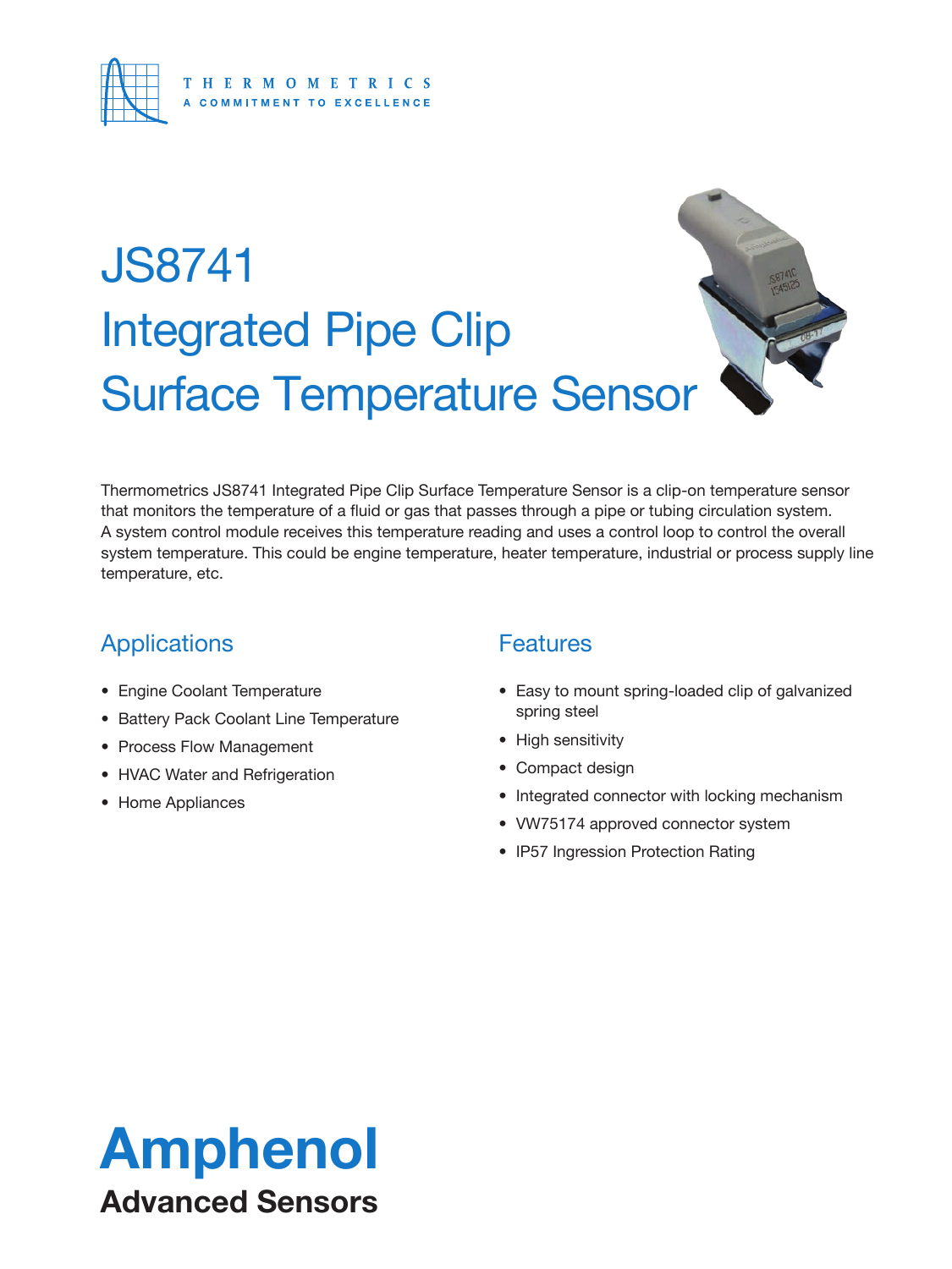THERMOMETRICS

A COMMITMENT TO EXCELLENCE

# JS8741 Integrated Pipe Clip Surface Temperature Sensor

Thermometrics JS8741 Integrated Pipe Clip Surface Temperature Sensor is a clip-on temperature sensor that monitors the temperature of a fluid or gas that passes through a pipe or tubing circulation system. A system control module receives this temperature reading and uses a control loop to control the overall system temperature. This could be engine temperature, heater temperature, industrial or process supply line temperature, etc.

## Applications

- Engine Coolant Temperature
- Battery Pack Coolant Line Temperature
- Process Flow Management
- HVAC Water and Refrigeration
- Home Appliances

## Features

- Easy to mount spring-loaded clip of galvanized spring steel
- High sensitivity
- Compact design
- Integrated connector with locking mechanism
- VW75174 approved connector system
- IP57 Ingression Protection Rating

**Amphenol**

**Advanced Sensors**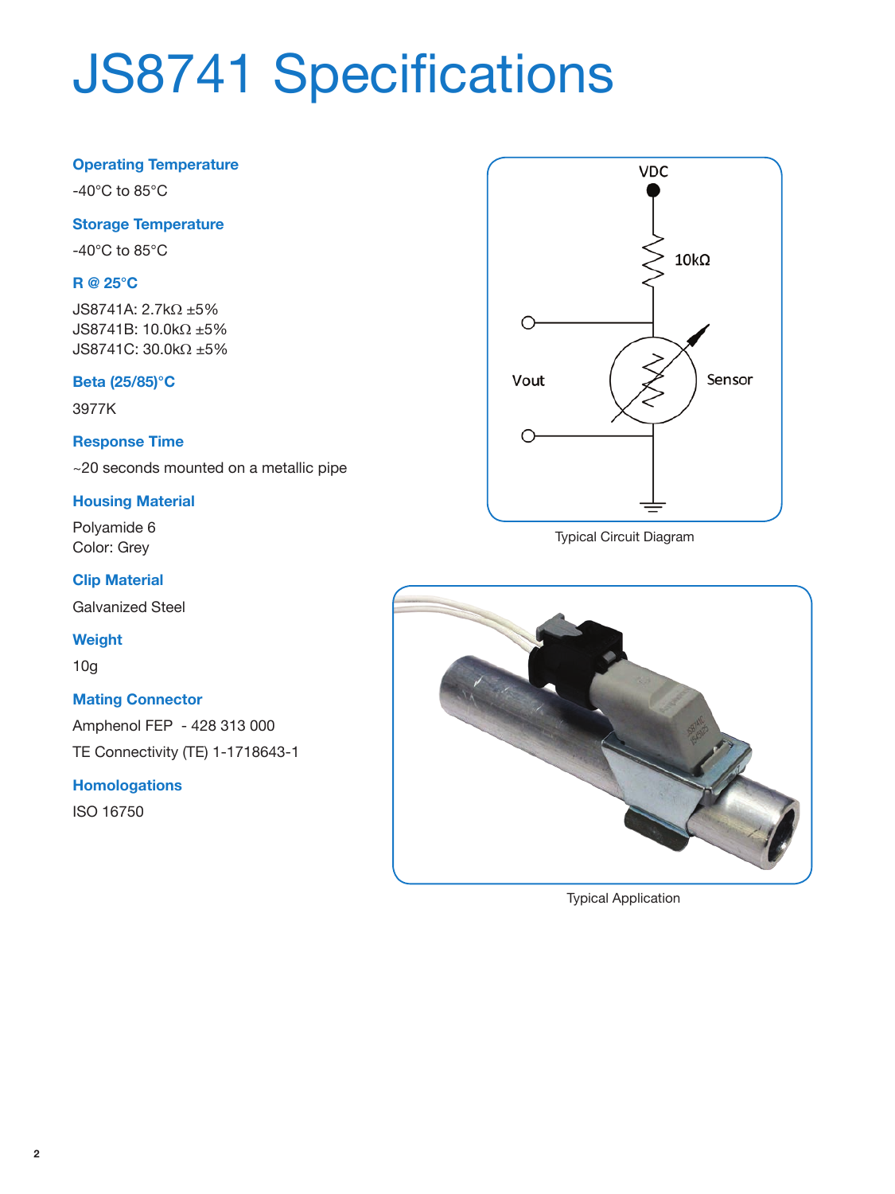# JS8741 Specifications

### Operating Temperature

-40°C to 85°C

### Storage Temperature

-40°C to 85°C

### R @ 25°C

JS8741A: 2.7kΩ ±5%
JS8741B: 10.0kΩ ±5%
JS8741C: 30.0kΩ ±5%

### Beta (25/85)°C

3977K

### Response Time

~20 seconds mounted on a metallic pipe

### Housing Material

Polyamide 6
Color: Grey

### Clip Material

Galvanized Steel

### Weight

10g

### Mating Connector

Amphenol FEP - 428 313 000

TE Connectivity (TE) 1-1718643-1

### Homologations

ISO 16750

Typical Circuit Diagram

Typical Application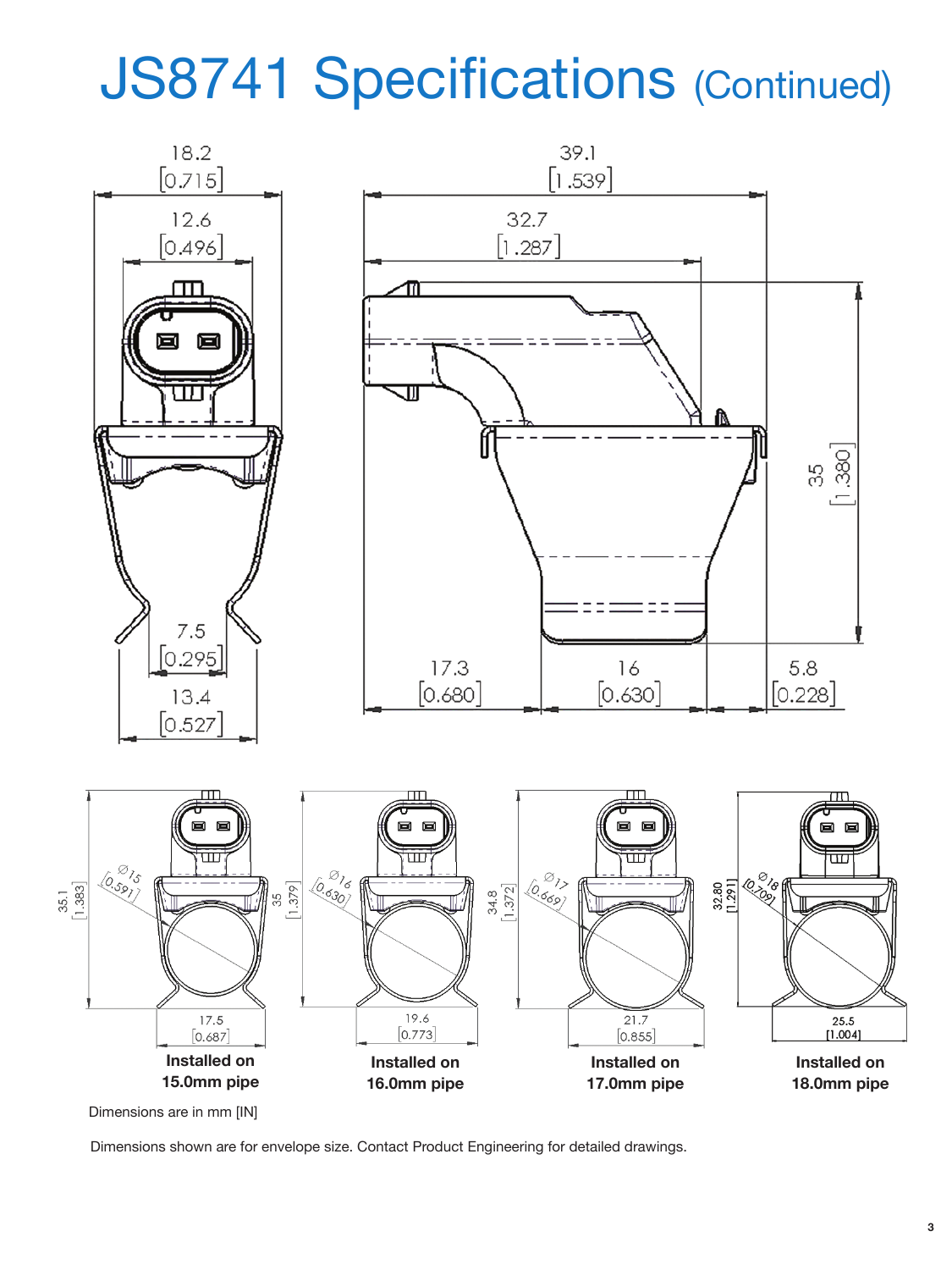# JS8741 Specifications (Continued)

18.2 [0.715]

12.6 [0.496]

7.5 [0.295]

13.4 [0.527]

39.1 [1.539]

32.7 [1.287]

35 [1.380]

17.3 [0.680]

16 [0.630]

5.8 [0.228]

35.1 [1.383] Ø15 [0.591]

17.5 [0.687]

**Installed on 15.0mm pipe**

35 [1.379] Ø16 [0.630]

19.6 [0.773]

**Installed on 16.0mm pipe**

34.8 [1.372] Ø17 [0.669]

21.7 [0.855]

**Installed on 17.0mm pipe**

32.80 [1.291] Ø18 [0.709]

25.5 [1.004]

**Installed on 18.0mm pipe**

Dimensions are in mm [IN]

Dimensions shown are for envelope size. Contact Product Engineering for detailed drawings.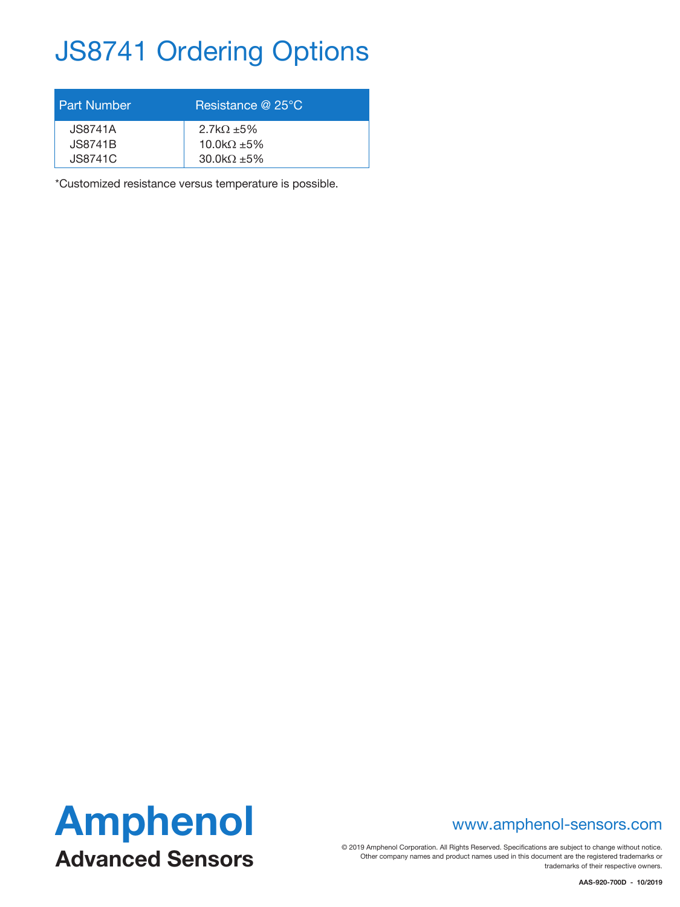# JS8741 Ordering Options

| Part Number | Resistance @ 25°C |
| --- | --- |
| JS8741A | 2.7kΩ ±5% |
| JS8741B | 10.0kΩ ±5% |
| JS8741C | 30.0kΩ ±5% |

*Customized resistance versus temperature is possible.

**Amphenol**
**Advanced Sensors**

www.amphenol-sensors.com

© 2019 Amphenol Corporation. All Rights Reserved. Specifications are subject to change without notice. Other company names and product names used in this document are the registered trademarks or trademarks of their respective owners.

**AAS-920-700D - 10/2019**